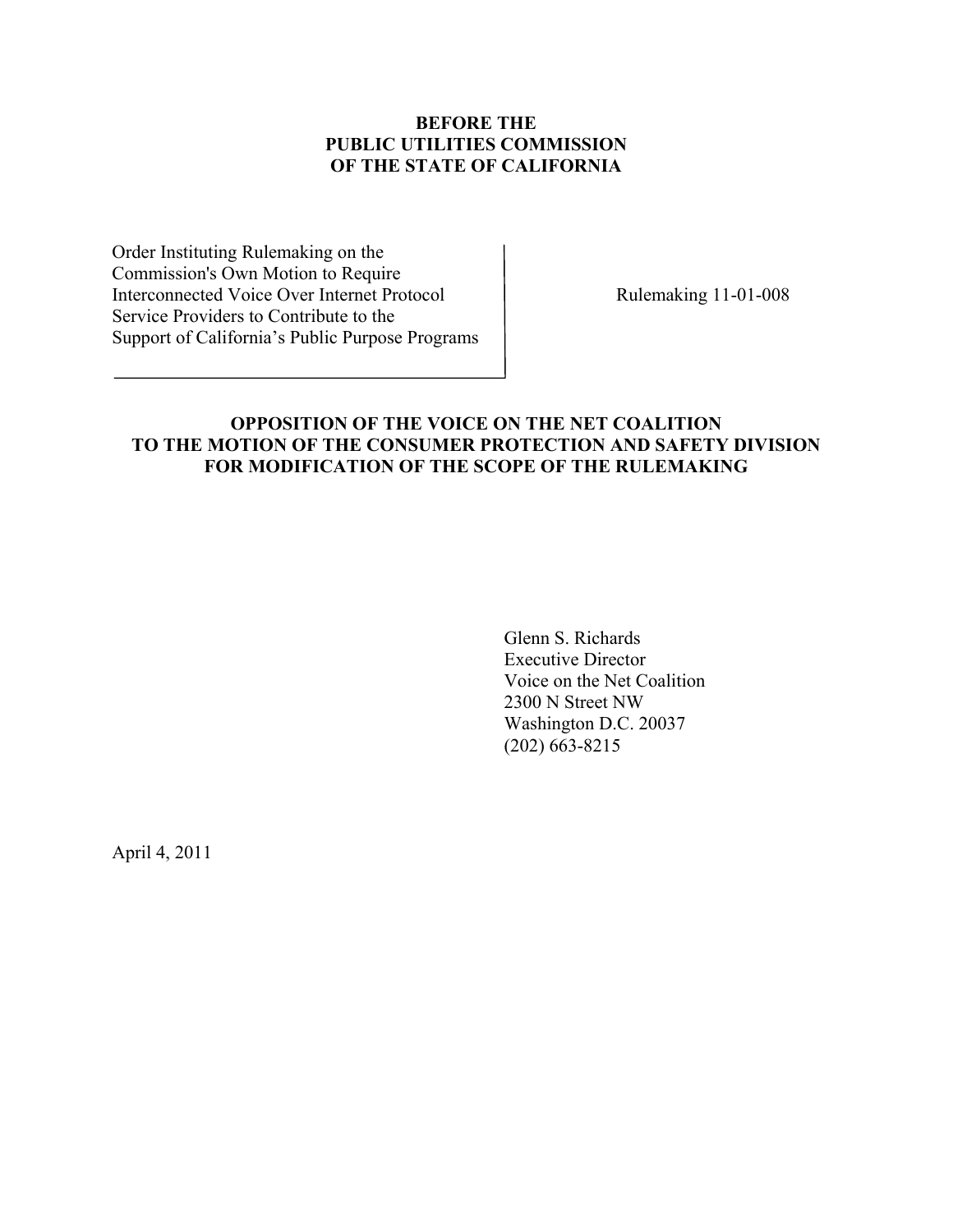**BEFORE THE**
**PUBLIC UTILITIES COMMISSION**
**OF THE STATE OF CALIFORNIA**

| | |
|---|---|
| Order Instituting Rulemaking on the Commission's Own Motion to Require Interconnected Voice Over Internet Protocol Service Providers to Contribute to the Support of California's Public Purpose Programs | Rulemaking 11-01-008 |

**OPPOSITION OF THE VOICE ON THE NET COALITION TO THE MOTION OF THE CONSUMER PROTECTION AND SAFETY DIVISION FOR MODIFICATION OF THE SCOPE OF THE RULEMAKING**

Glenn S. Richards
Executive Director
Voice on the Net Coalition
2300 N Street NW
Washington D.C. 20037
(202) 663-8215

April 4, 2011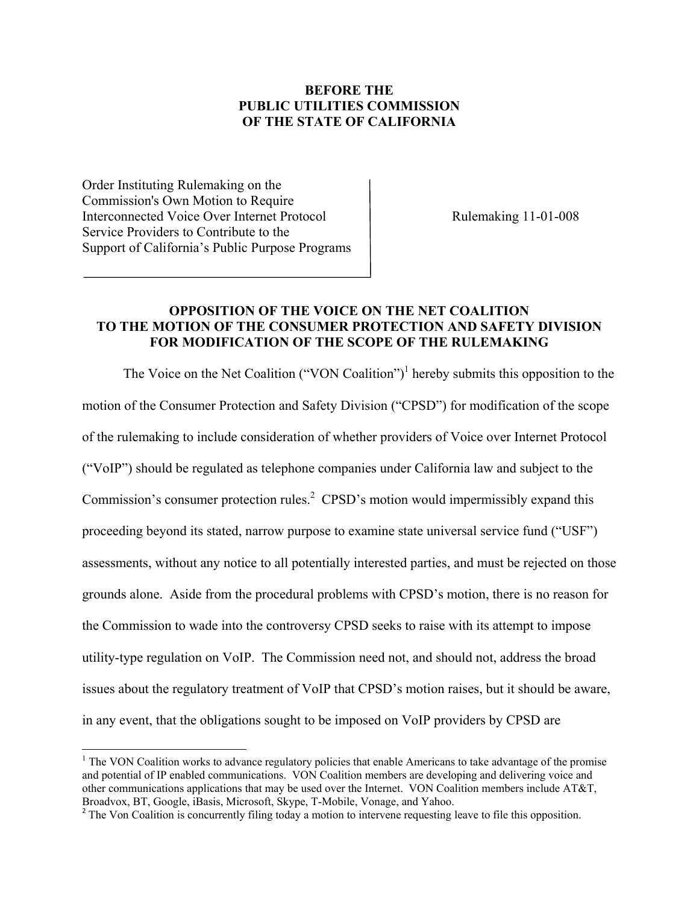**BEFORE THE PUBLIC UTILITIES COMMISSION OF THE STATE OF CALIFORNIA**

| | |
|---|---|
| Order Instituting Rulemaking on the Commission's Own Motion to Require Interconnected Voice Over Internet Protocol Service Providers to Contribute to the Support of California's Public Purpose Programs | Rulemaking 11-01-008 |

**OPPOSITION OF THE VOICE ON THE NET COALITION TO THE MOTION OF THE CONSUMER PROTECTION AND SAFETY DIVISION FOR MODIFICATION OF THE SCOPE OF THE RULEMAKING**

The Voice on the Net Coalition ("VON Coalition")[1] hereby submits this opposition to the motion of the Consumer Protection and Safety Division ("CPSD") for modification of the scope of the rulemaking to include consideration of whether providers of Voice over Internet Protocol ("VoIP") should be regulated as telephone companies under California law and subject to the Commission's consumer protection rules.[2] CPSD's motion would impermissibly expand this proceeding beyond its stated, narrow purpose to examine state universal service fund ("USF") assessments, without any notice to all potentially interested parties, and must be rejected on those grounds alone. Aside from the procedural problems with CPSD's motion, there is no reason for the Commission to wade into the controversy CPSD seeks to raise with its attempt to impose utility-type regulation on VoIP. The Commission need not, and should not, address the broad issues about the regulatory treatment of VoIP that CPSD's motion raises, but it should be aware, in any event, that the obligations sought to be imposed on VoIP providers by CPSD are

---

[1] The VON Coalition works to advance regulatory policies that enable Americans to take advantage of the promise and potential of IP enabled communications. VON Coalition members are developing and delivering voice and other communications applications that may be used over the Internet. VON Coalition members include AT&T, Broadvox, BT, Google, iBasis, Microsoft, Skype, T-Mobile, Vonage, and Yahoo.

[2] The Von Coalition is concurrently filing today a motion to intervene requesting leave to file this opposition.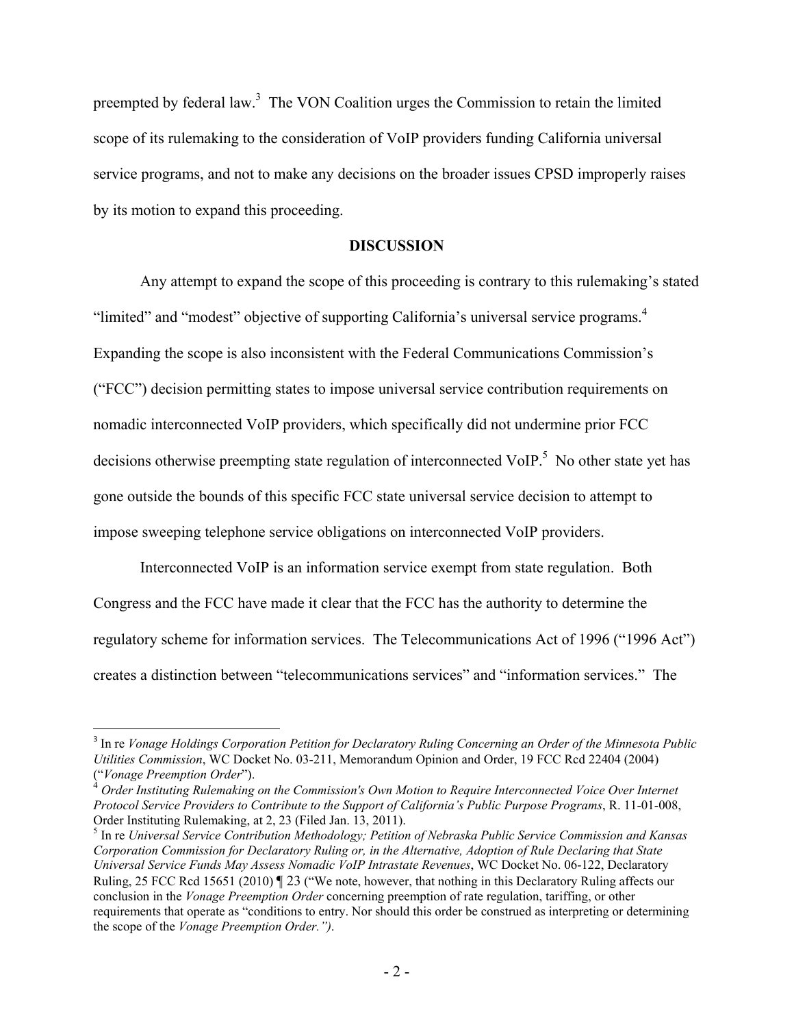preempted by federal law.[3] The VON Coalition urges the Commission to retain the limited scope of its rulemaking to the consideration of VoIP providers funding California universal service programs, and not to make any decisions on the broader issues CPSD improperly raises by its motion to expand this proceeding.

## DISCUSSION

Any attempt to expand the scope of this proceeding is contrary to this rulemaking's stated "limited" and "modest" objective of supporting California's universal service programs.[4] Expanding the scope is also inconsistent with the Federal Communications Commission's ("FCC") decision permitting states to impose universal service contribution requirements on nomadic interconnected VoIP providers, which specifically did not undermine prior FCC decisions otherwise preempting state regulation of interconnected VoIP.[5] No other state yet has gone outside the bounds of this specific FCC state universal service decision to attempt to impose sweeping telephone service obligations on interconnected VoIP providers.

Interconnected VoIP is an information service exempt from state regulation. Both Congress and the FCC have made it clear that the FCC has the authority to determine the regulatory scheme for information services. The Telecommunications Act of 1996 ("1996 Act") creates a distinction between "telecommunications services" and "information services." The

---

[3] In re *Vonage Holdings Corporation Petition for Declaratory Ruling Concerning an Order of the Minnesota Public Utilities Commission*, WC Docket No. 03-211, Memorandum Opinion and Order, 19 FCC Rcd 22404 (2004) ("*Vonage Preemption Order*").

[4] *Order Instituting Rulemaking on the Commission's Own Motion to Require Interconnected Voice Over Internet Protocol Service Providers to Contribute to the Support of California's Public Purpose Programs*, R. 11-01-008, Order Instituting Rulemaking, at 2, 23 (Filed Jan. 13, 2011).

[5] In re *Universal Service Contribution Methodology; Petition of Nebraska Public Service Commission and Kansas Corporation Commission for Declaratory Ruling or, in the Alternative, Adoption of Rule Declaring that State Universal Service Funds May Assess Nomadic VoIP Intrastate Revenues*, WC Docket No. 06-122, Declaratory Ruling, 25 FCC Rcd 15651 (2010) ¶ 23 ("We note, however, that nothing in this Declaratory Ruling affects our conclusion in the *Vonage Preemption Order* concerning preemption of rate regulation, tariffing, or other requirements that operate as "conditions to entry. Nor should this order be construed as interpreting or determining the scope of the *Vonage Preemption Order*.").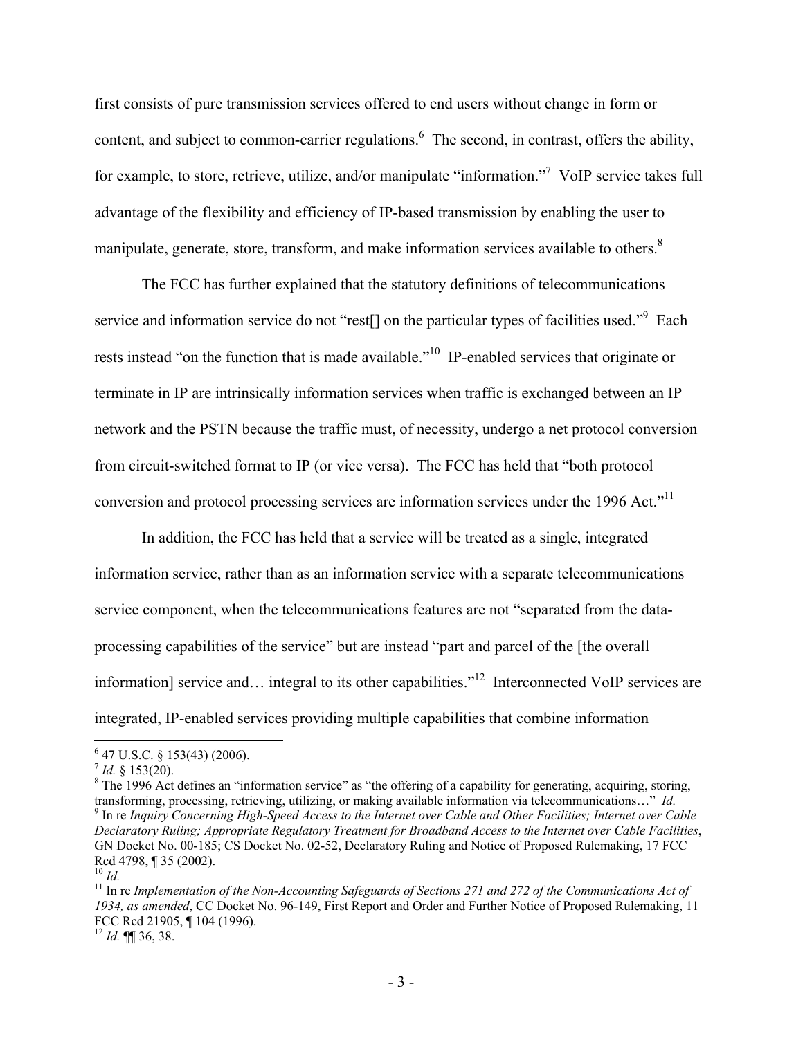first consists of pure transmission services offered to end users without change in form or content, and subject to common-carrier regulations.[6] The second, in contrast, offers the ability, for example, to store, retrieve, utilize, and/or manipulate "information."[7] VoIP service takes full advantage of the flexibility and efficiency of IP-based transmission by enabling the user to manipulate, generate, store, transform, and make information services available to others.[8]

The FCC has further explained that the statutory definitions of telecommunications service and information service do not "rest[] on the particular types of facilities used."[9] Each rests instead "on the function that is made available."[10] IP-enabled services that originate or terminate in IP are intrinsically information services when traffic is exchanged between an IP network and the PSTN because the traffic must, of necessity, undergo a net protocol conversion from circuit-switched format to IP (or vice versa). The FCC has held that "both protocol conversion and protocol processing services are information services under the 1996 Act."[11]

In addition, the FCC has held that a service will be treated as a single, integrated information service, rather than as an information service with a separate telecommunications service component, when the telecommunications features are not "separated from the data-processing capabilities of the service" but are instead "part and parcel of the [the overall information] service and… integral to its other capabilities."[12] Interconnected VoIP services are integrated, IP-enabled services providing multiple capabilities that combine information

---

[6] 47 U.S.C. § 153(43) (2006).

[7] *Id.* § 153(20).

[8] The 1996 Act defines an "information service" as "the offering of a capability for generating, acquiring, storing, transforming, processing, retrieving, utilizing, or making available information via telecommunications…" *Id.*

[9] In re *Inquiry Concerning High-Speed Access to the Internet over Cable and Other Facilities; Internet over Cable Declaratory Ruling; Appropriate Regulatory Treatment for Broadband Access to the Internet over Cable Facilities*, GN Docket No. 00-185; CS Docket No. 02-52, Declaratory Ruling and Notice of Proposed Rulemaking, 17 FCC Rcd 4798, ¶ 35 (2002).

[10] *Id.*

[11] In re *Implementation of the Non-Accounting Safeguards of Sections 271 and 272 of the Communications Act of 1934, as amended*, CC Docket No. 96-149, First Report and Order and Further Notice of Proposed Rulemaking, 11 FCC Rcd 21905, ¶ 104 (1996).

[12] *Id.* ¶¶ 36, 38.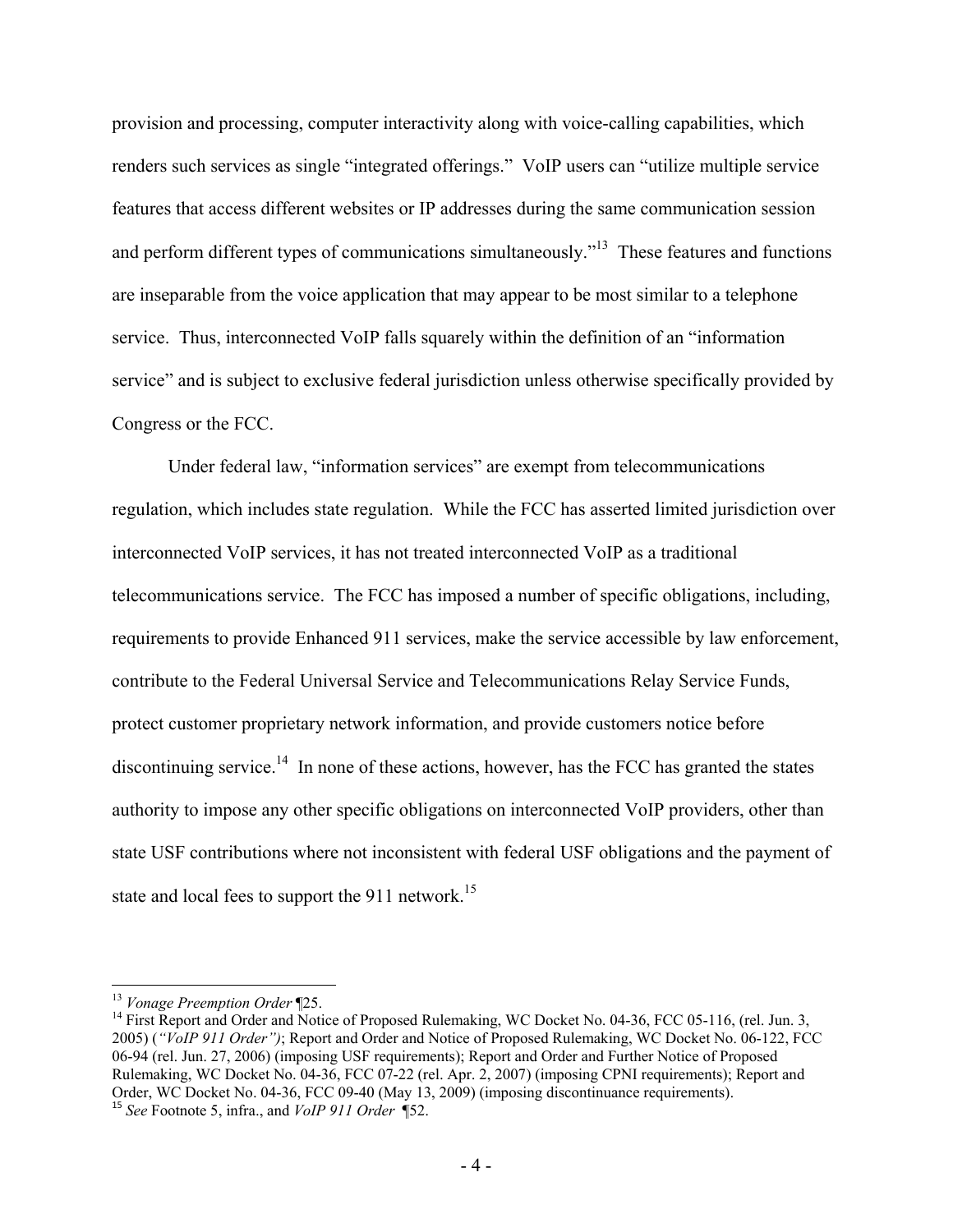provision and processing, computer interactivity along with voice-calling capabilities, which renders such services as single "integrated offerings." VoIP users can "utilize multiple service features that access different websites or IP addresses during the same communication session and perform different types of communications simultaneously."[13] These features and functions are inseparable from the voice application that may appear to be most similar to a telephone service. Thus, interconnected VoIP falls squarely within the definition of an "information service" and is subject to exclusive federal jurisdiction unless otherwise specifically provided by Congress or the FCC.

Under federal law, "information services" are exempt from telecommunications regulation, which includes state regulation. While the FCC has asserted limited jurisdiction over interconnected VoIP services, it has not treated interconnected VoIP as a traditional telecommunications service. The FCC has imposed a number of specific obligations, including, requirements to provide Enhanced 911 services, make the service accessible by law enforcement, contribute to the Federal Universal Service and Telecommunications Relay Service Funds, protect customer proprietary network information, and provide customers notice before discontinuing service.[14] In none of these actions, however, has the FCC has granted the states authority to impose any other specific obligations on interconnected VoIP providers, other than state USF contributions where not inconsistent with federal USF obligations and the payment of state and local fees to support the 911 network.[15]

---

[13] *Vonage Preemption Order* ¶25.

[14] First Report and Order and Notice of Proposed Rulemaking, WC Docket No. 04-36, FCC 05-116, (rel. Jun. 3, 2005) (*"VoIP 911 Order")*; Report and Order and Notice of Proposed Rulemaking, WC Docket No. 06-122, FCC 06-94 (rel. Jun. 27, 2006) (imposing USF requirements); Report and Order and Further Notice of Proposed Rulemaking, WC Docket No. 04-36, FCC 07-22 (rel. Apr. 2, 2007) (imposing CPNI requirements); Report and Order, WC Docket No. 04-36, FCC 09-40 (May 13, 2009) (imposing discontinuance requirements).

[15] *See* Footnote 5, infra., and *VoIP 911 Order* ¶52.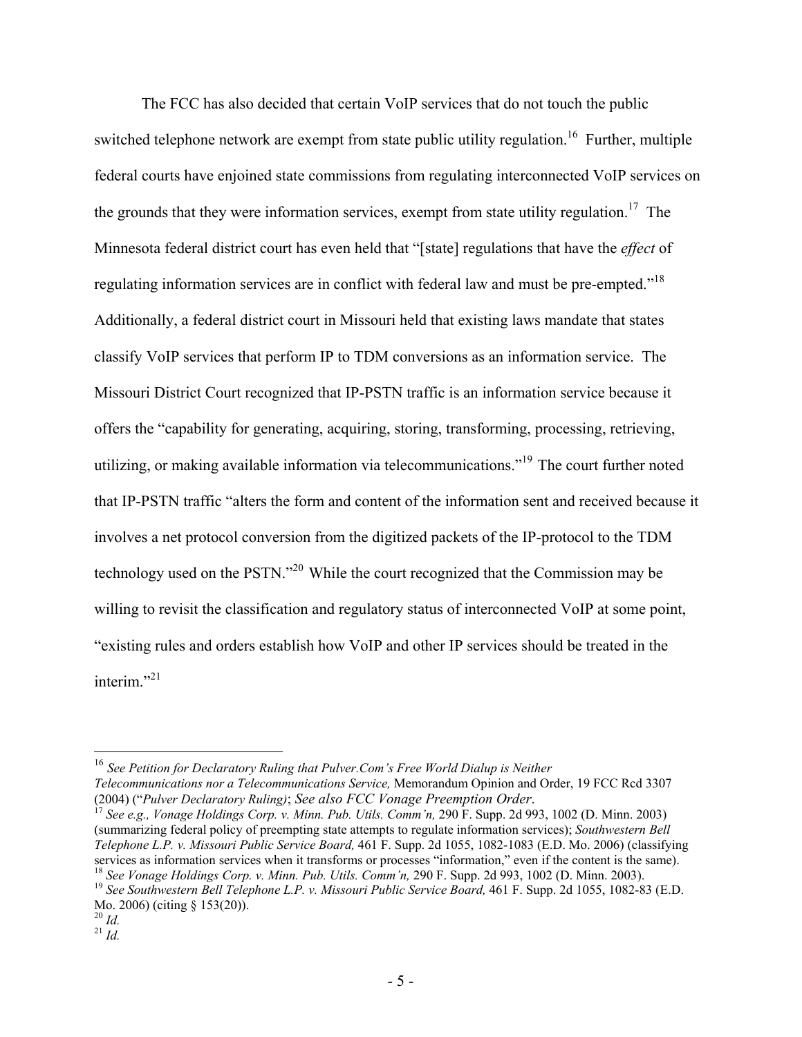The FCC has also decided that certain VoIP services that do not touch the public switched telephone network are exempt from state public utility regulation.[16] Further, multiple federal courts have enjoined state commissions from regulating interconnected VoIP services on the grounds that they were information services, exempt from state utility regulation.[17] The Minnesota federal district court has even held that "[state] regulations that have the *effect* of regulating information services are in conflict with federal law and must be pre-empted."[18] Additionally, a federal district court in Missouri held that existing laws mandate that states classify VoIP services that perform IP to TDM conversions as an information service. The Missouri District Court recognized that IP-PSTN traffic is an information service because it offers the "capability for generating, acquiring, storing, transforming, processing, retrieving, utilizing, or making available information via telecommunications."[19] The court further noted that IP-PSTN traffic "alters the form and content of the information sent and received because it involves a net protocol conversion from the digitized packets of the IP-protocol to the TDM technology used on the PSTN."[20] While the court recognized that the Commission may be willing to revisit the classification and regulatory status of interconnected VoIP at some point, "existing rules and orders establish how VoIP and other IP services should be treated in the interim."[21]

---

[16] *See Petition for Declaratory Ruling that Pulver.Com's Free World Dialup is Neither Telecommunications nor a Telecommunications Service,* Memorandum Opinion and Order, 19 FCC Rcd 3307 (2004) ("*Pulver Declaratory Ruling)*; *See also FCC Vonage Preemption Order*.

[17] *See e.g., Vonage Holdings Corp. v. Minn. Pub. Utils. Comm'n,* 290 F. Supp. 2d 993, 1002 (D. Minn. 2003) (summarizing federal policy of preempting state attempts to regulate information services); *Southwestern Bell Telephone L.P. v. Missouri Public Service Board,* 461 F. Supp. 2d 1055, 1082-1083 (E.D. Mo. 2006) (classifying services as information services when it transforms or processes "information," even if the content is the same).

[18] *See Vonage Holdings Corp. v. Minn. Pub. Utils. Comm'n,* 290 F. Supp. 2d 993, 1002 (D. Minn. 2003).

[19] *See Southwestern Bell Telephone L.P. v. Missouri Public Service Board,* 461 F. Supp. 2d 1055, 1082-83 (E.D. Mo. 2006) (citing § 153(20)).

[20] *Id.*

[21] *Id.*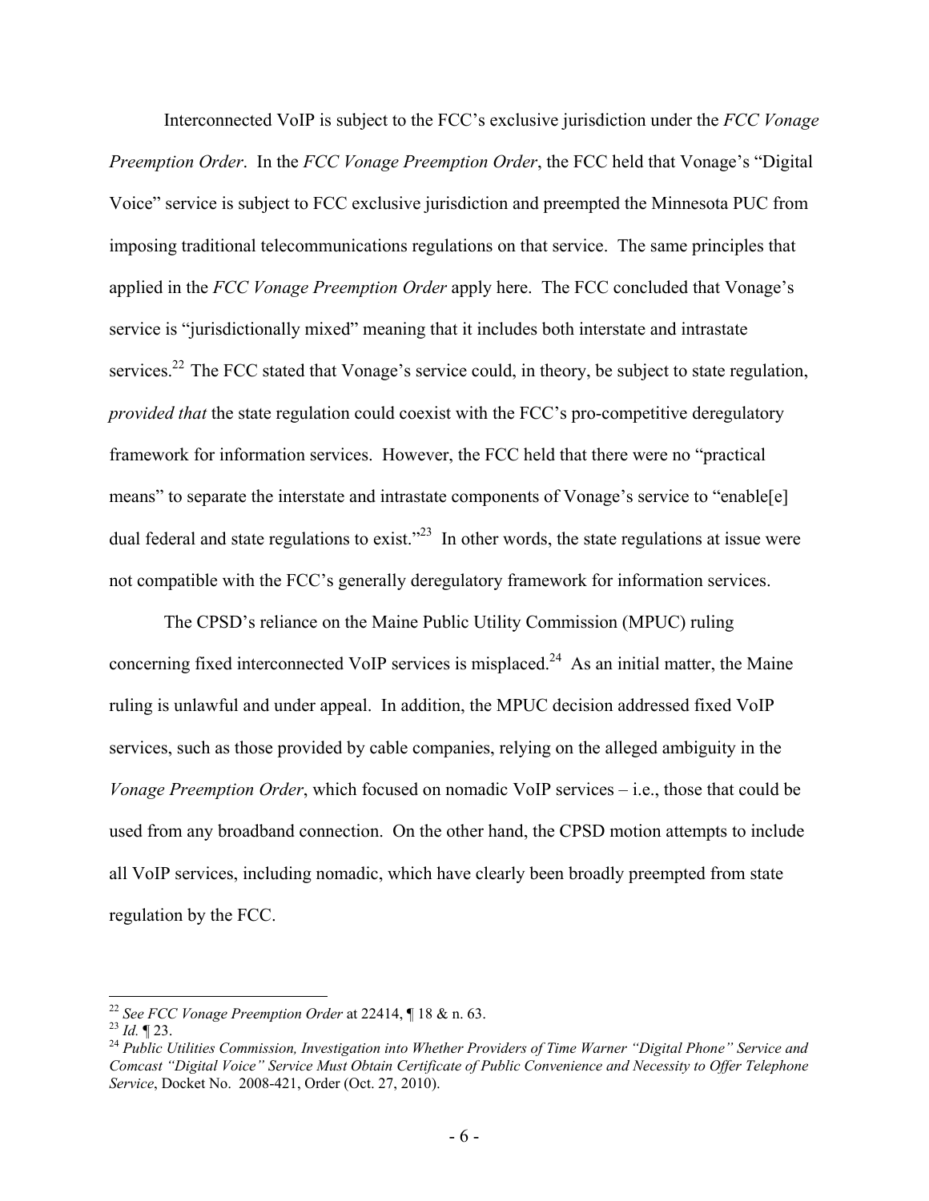Interconnected VoIP is subject to the FCC's exclusive jurisdiction under the *FCC Vonage Preemption Order*. In the *FCC Vonage Preemption Order*, the FCC held that Vonage's "Digital Voice" service is subject to FCC exclusive jurisdiction and preempted the Minnesota PUC from imposing traditional telecommunications regulations on that service. The same principles that applied in the *FCC Vonage Preemption Order* apply here. The FCC concluded that Vonage's service is "jurisdictionally mixed" meaning that it includes both interstate and intrastate services.[22] The FCC stated that Vonage's service could, in theory, be subject to state regulation, *provided that* the state regulation could coexist with the FCC's pro-competitive deregulatory framework for information services. However, the FCC held that there were no "practical means" to separate the interstate and intrastate components of Vonage's service to "enable[e] dual federal and state regulations to exist."[23] In other words, the state regulations at issue were not compatible with the FCC's generally deregulatory framework for information services.

The CPSD's reliance on the Maine Public Utility Commission (MPUC) ruling concerning fixed interconnected VoIP services is misplaced.[24] As an initial matter, the Maine ruling is unlawful and under appeal. In addition, the MPUC decision addressed fixed VoIP services, such as those provided by cable companies, relying on the alleged ambiguity in the *Vonage Preemption Order*, which focused on nomadic VoIP services – i.e., those that could be used from any broadband connection. On the other hand, the CPSD motion attempts to include all VoIP services, including nomadic, which have clearly been broadly preempted from state regulation by the FCC.

---

[22] *See FCC Vonage Preemption Order* at 22414, ¶ 18 & n. 63.

[23] *Id.* ¶ 23.

[24] *Public Utilities Commission, Investigation into Whether Providers of Time Warner "Digital Phone" Service and Comcast "Digital Voice" Service Must Obtain Certificate of Public Convenience and Necessity to Offer Telephone Service*, Docket No. 2008-421, Order (Oct. 27, 2010).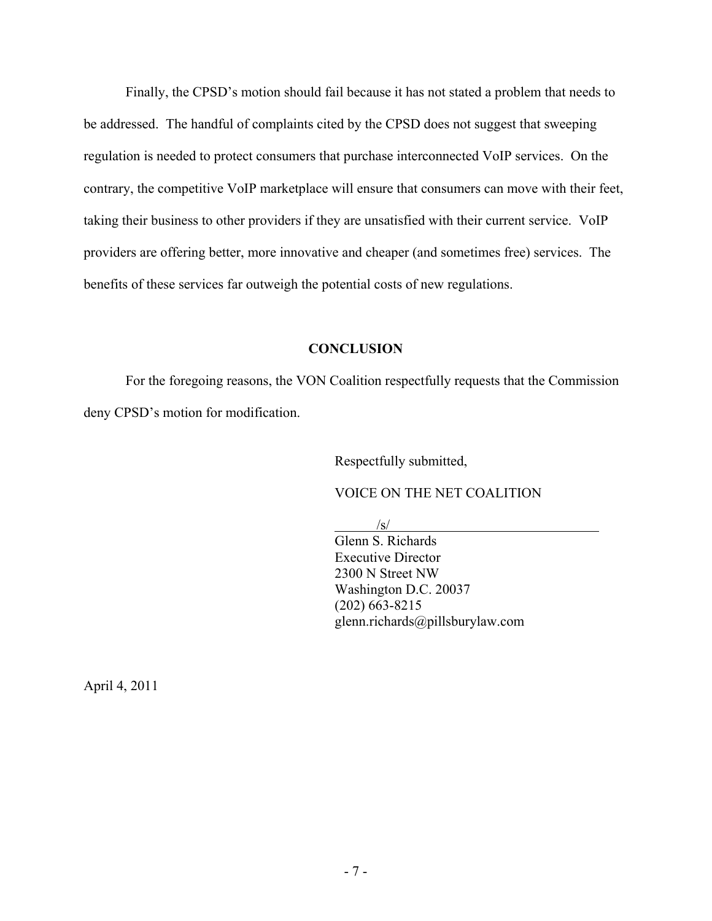Finally, the CPSD's motion should fail because it has not stated a problem that needs to be addressed. The handful of complaints cited by the CPSD does not suggest that sweeping regulation is needed to protect consumers that purchase interconnected VoIP services. On the contrary, the competitive VoIP marketplace will ensure that consumers can move with their feet, taking their business to other providers if they are unsatisfied with their current service. VoIP providers are offering better, more innovative and cheaper (and sometimes free) services. The benefits of these services far outweigh the potential costs of new regulations.

## CONCLUSION

For the foregoing reasons, the VON Coalition respectfully requests that the Commission deny CPSD's motion for modification.

Respectfully submitted,

VOICE ON THE NET COALITION

/s/

Glenn S. Richards
Executive Director
2300 N Street NW
Washington D.C. 20037
(202) 663-8215
glenn.richards@pillsburylaw.com

April 4, 2011